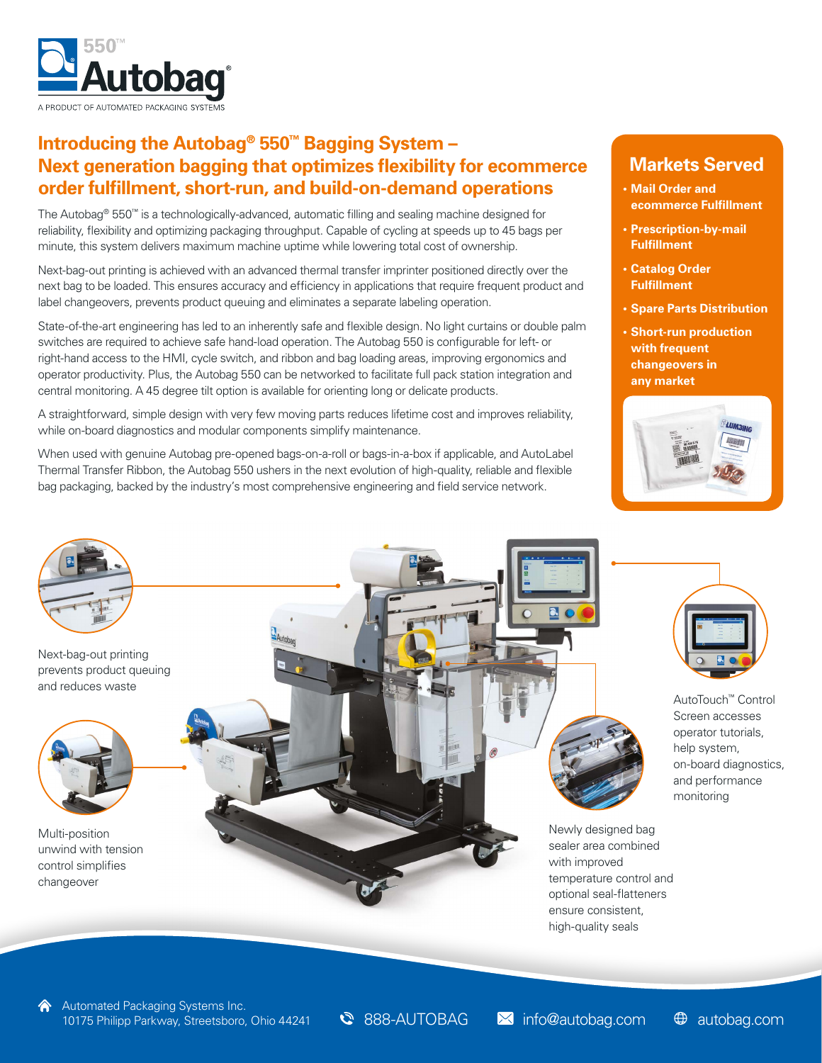550™ Autobag®

A PRODUCT OF AUTOMATED PACKAGING SYSTEMS

## Introducing the Autobag® 550™ Bagging System – Next generation bagging that optimizes flexibility for ecommerce order fulfillment, short-run, and build-on-demand operations

The Autobag® 550™ is a technologically-advanced, automatic filling and sealing machine designed for reliability, flexibility and optimizing packaging throughput. Capable of cycling at speeds up to 45 bags per minute, this system delivers maximum machine uptime while lowering total cost of ownership.

Next-bag-out printing is achieved with an advanced thermal transfer imprinter positioned directly over the next bag to be loaded. This ensures accuracy and efficiency in applications that require frequent product and label changeovers, prevents product queuing and eliminates a separate labeling operation.

State-of-the-art engineering has led to an inherently safe and flexible design. No light curtains or double palm switches are required to achieve safe hand-load operation. The Autobag 550 is configurable for left- or right-hand access to the HMI, cycle switch, and ribbon and bag loading areas, improving ergonomics and operator productivity. Plus, the Autobag 550 can be networked to facilitate full pack station integration and central monitoring. A 45 degree tilt option is available for orienting long or delicate products.

A straightforward, simple design with very few moving parts reduces lifetime cost and improves reliability, while on-board diagnostics and modular components simplify maintenance.

When used with genuine Autobag pre-opened bags-on-a-roll or bags-in-a-box if applicable, and AutoLabel Thermal Transfer Ribbon, the Autobag 550 ushers in the next evolution of high-quality, reliable and flexible bag packaging, backed by the industry's most comprehensive engineering and field service network.

## Markets Served

- **Mail Order and ecommerce Fulfillment**
- **Prescription-by-mail Fulfillment**
- **Catalog Order Fulfillment**
- **Spare Parts Distribution**
- **Short-run production with frequent changeovers in any market**

Next-bag-out printing prevents product queuing and reduces waste

Multi-position unwind with tension control simplifies changeover

AutoTouch™ Control Screen accesses operator tutorials, help system, on-board diagnostics, and performance monitoring

Newly designed bag sealer area combined with improved temperature control and optional seal-flatteners ensure consistent, high-quality seals

Automated Packaging Systems Inc.
10175 Philipp Parkway, Streetsboro, Ohio 44241

888-AUTOBAG | info@autobag.com | autobag.com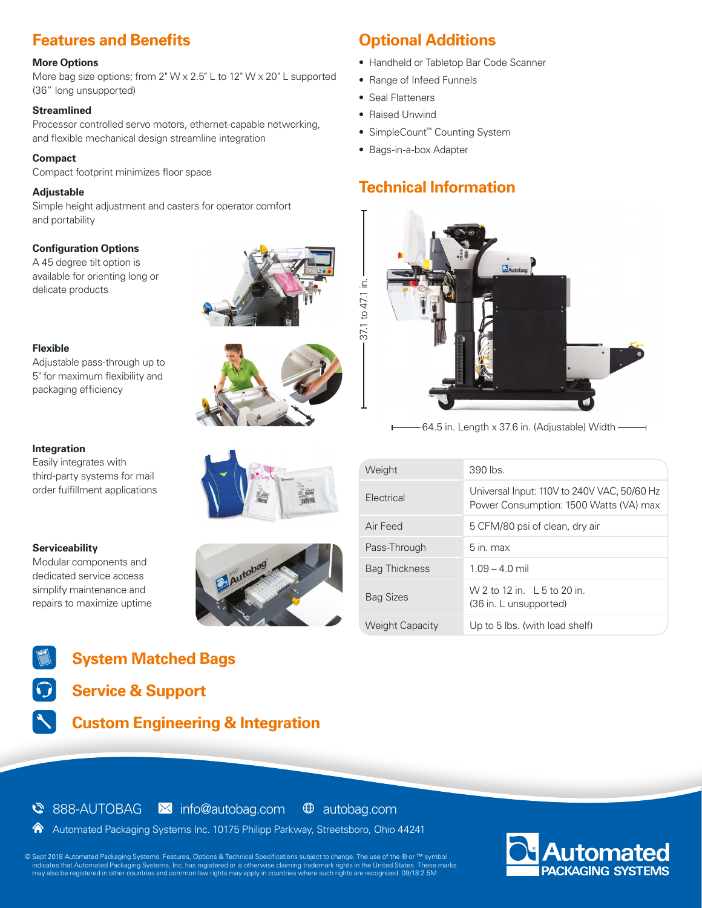## Features and Benefits

**More Options**
More bag size options; from 2" W x 2.5" L to 12" W x 20" L supported (36" long unsupported)

**Streamlined**
Processor controlled servo motors, ethernet-capable networking, and flexible mechanical design streamline integration

**Compact**
Compact footprint minimizes floor space

**Adjustable**
Simple height adjustment and casters for operator comfort and portability

**Configuration Options**
A 45 degree tilt option is available for orienting long or delicate products

**Flexible**
Adjustable pass-through up to 5" for maximum flexibility and packaging efficiency

**Integration**
Easily integrates with third-party systems for mail order fulfillment applications

**Serviceability**
Modular components and dedicated service access simplify maintenance and repairs to maximize uptime

## Optional Additions

- Handheld or Tabletop Bar Code Scanner
- Range of Infeed Funnels
- Seal Flatteners
- Raised Unwind
- SimpleCount™ Counting System
- Bags-in-a-box Adapter

## Technical Information

37.1 to 47.1 in.

64.5 in. Length x 37.6 in. (Adjustable) Width

| | |
|---|---|
| Weight | 390 lbs. |
| Electrical | Universal Input: 110V to 240V VAC, 50/60 Hz<br>Power Consumption: 1500 Watts (VA) max |
| Air Feed | 5 CFM/80 psi of clean, dry air |
| Pass-Through | 5 in. max |
| Bag Thickness | 1.09 – 4.0 mil |
| Bag Sizes | W 2 to 12 in. L 5 to 20 in.<br>(36 in. L unsupported) |
| Weight Capacity | Up to 5 lbs. (with load shelf) |

## System Matched Bags

## Service & Support

## Custom Engineering & Integration

888-AUTOBAG info@autobag.com autobag.com

Automated Packaging Systems Inc. 10175 Philipp Parkway, Streetsboro, Ohio 44241

© Sept 2018 Automated Packaging Systems. Features, Options & Technical Specifications subject to change. The use of the ® or ™ symbol indicates that Automated Packaging Systems, Inc. has registered or is otherwise claiming trademark rights in the United States. These marks may also be registered in other countries and common law rights may apply in countries where such rights are recognized. 09/18 2.5M

Automated PACKAGING SYSTEMS